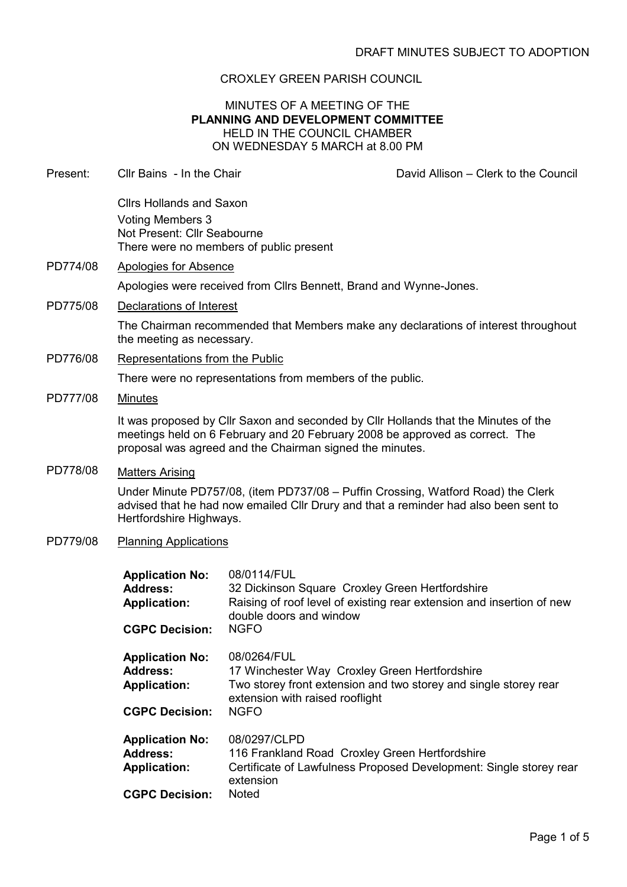DRAFT MINUTES SUBJECT TO ADOPTION

CROXLEY GREEN PARISH COUNCIL

MINUTES OF A MEETING OF THE
**PLANNING AND DEVELOPMENT COMMITTEE**
HELD IN THE COUNCIL CHAMBER
ON WEDNESDAY 5 MARCH at 8.00 PM

Present: Cllr Bains - In the Chair    David Allison – Clerk to the Council

Cllrs Hollands and Saxon
Voting Members 3
Not Present: Cllr Seabourne
There were no members of public present

PD774/08 Apologies for Absence

Apologies were received from Cllrs Bennett, Brand and Wynne-Jones.

PD775/08 Declarations of Interest

The Chairman recommended that Members make any declarations of interest throughout the meeting as necessary.

PD776/08 Representations from the Public

There were no representations from members of the public.

PD777/08 Minutes

It was proposed by Cllr Saxon and seconded by Cllr Hollands that the Minutes of the meetings held on 6 February and 20 February 2008 be approved as correct. The proposal was agreed and the Chairman signed the minutes.

PD778/08 Matters Arising

Under Minute PD757/08, (item PD737/08 – Puffin Crossing, Watford Road) the Clerk advised that he had now emailed Cllr Drury and that a reminder had also been sent to Hertfordshire Highways.

PD779/08 Planning Applications

**Application No:** 08/0114/FUL
**Address:** 32 Dickinson Square Croxley Green Hertfordshire
**Application:** Raising of roof level of existing rear extension and insertion of new double doors and window
**CGPC Decision:** NGFO

**Application No:** 08/0264/FUL
**Address:** 17 Winchester Way Croxley Green Hertfordshire
**Application:** Two storey front extension and two storey and single storey rear extension with raised rooflight
**CGPC Decision:** NGFO

**Application No:** 08/0297/CLPD
**Address:** 116 Frankland Road Croxley Green Hertfordshire
**Application:** Certificate of Lawfulness Proposed Development: Single storey rear extension
**CGPC Decision:** Noted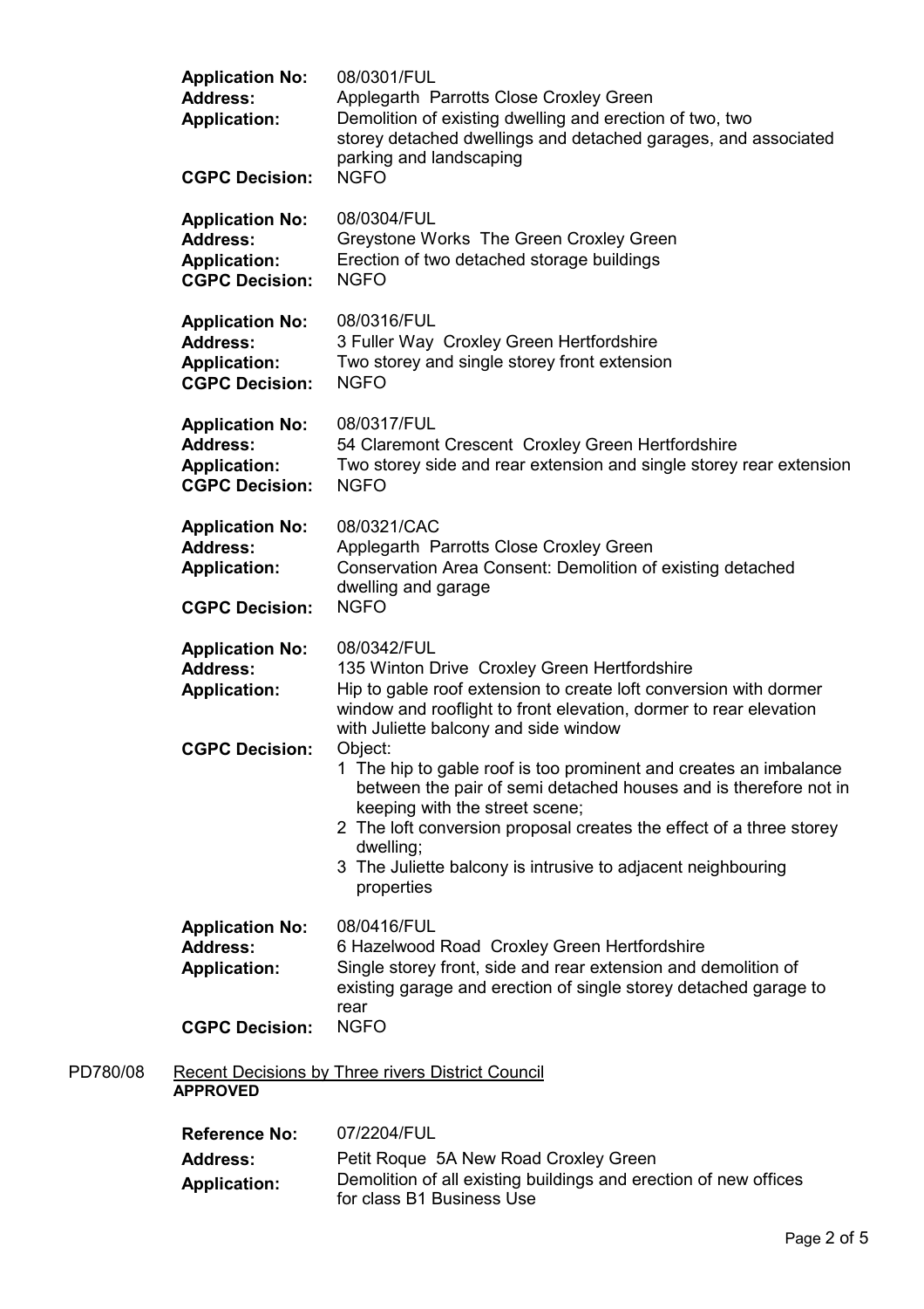**Application No:** 08/0301/FUL
**Address:** Applegarth Parrotts Close Croxley Green
**Application:** Demolition of existing dwelling and erection of two, two storey detached dwellings and detached garages, and associated parking and landscaping
**CGPC Decision:** NGFO

**Application No:** 08/0304/FUL
**Address:** Greystone Works The Green Croxley Green
**Application:** Erection of two detached storage buildings
**CGPC Decision:** NGFO

**Application No:** 08/0316/FUL
**Address:** 3 Fuller Way Croxley Green Hertfordshire
**Application:** Two storey and single storey front extension
**CGPC Decision:** NGFO

**Application No:** 08/0317/FUL
**Address:** 54 Claremont Crescent Croxley Green Hertfordshire
**Application:** Two storey side and rear extension and single storey rear extension
**CGPC Decision:** NGFO

**Application No:** 08/0321/CAC
**Address:** Applegarth Parrotts Close Croxley Green
**Application:** Conservation Area Consent: Demolition of existing detached dwelling and garage
**CGPC Decision:** NGFO

**Application No:** 08/0342/FUL
**Address:** 135 Winton Drive Croxley Green Hertfordshire
**Application:** Hip to gable roof extension to create loft conversion with dormer window and rooflight to front elevation, dormer to rear elevation with Juliette balcony and side window
**CGPC Decision:** Object:

1. The hip to gable roof is too prominent and creates an imbalance between the pair of semi detached houses and is therefore not in keeping with the street scene;
2. The loft conversion proposal creates the effect of a three storey dwelling;
3. The Juliette balcony is intrusive to adjacent neighbouring properties

**Application No:** 08/0416/FUL
**Address:** 6 Hazelwood Road Croxley Green Hertfordshire
**Application:** Single storey front, side and rear extension and demolition of existing garage and erection of single storey detached garage to rear
**CGPC Decision:** NGFO

PD780/08 Recent Decisions by Three rivers District Council

**APPROVED**

**Reference No:** 07/2204/FUL
**Address:** Petit Roque 5A New Road Croxley Green
**Application:** Demolition of all existing buildings and erection of new offices for class B1 Business Use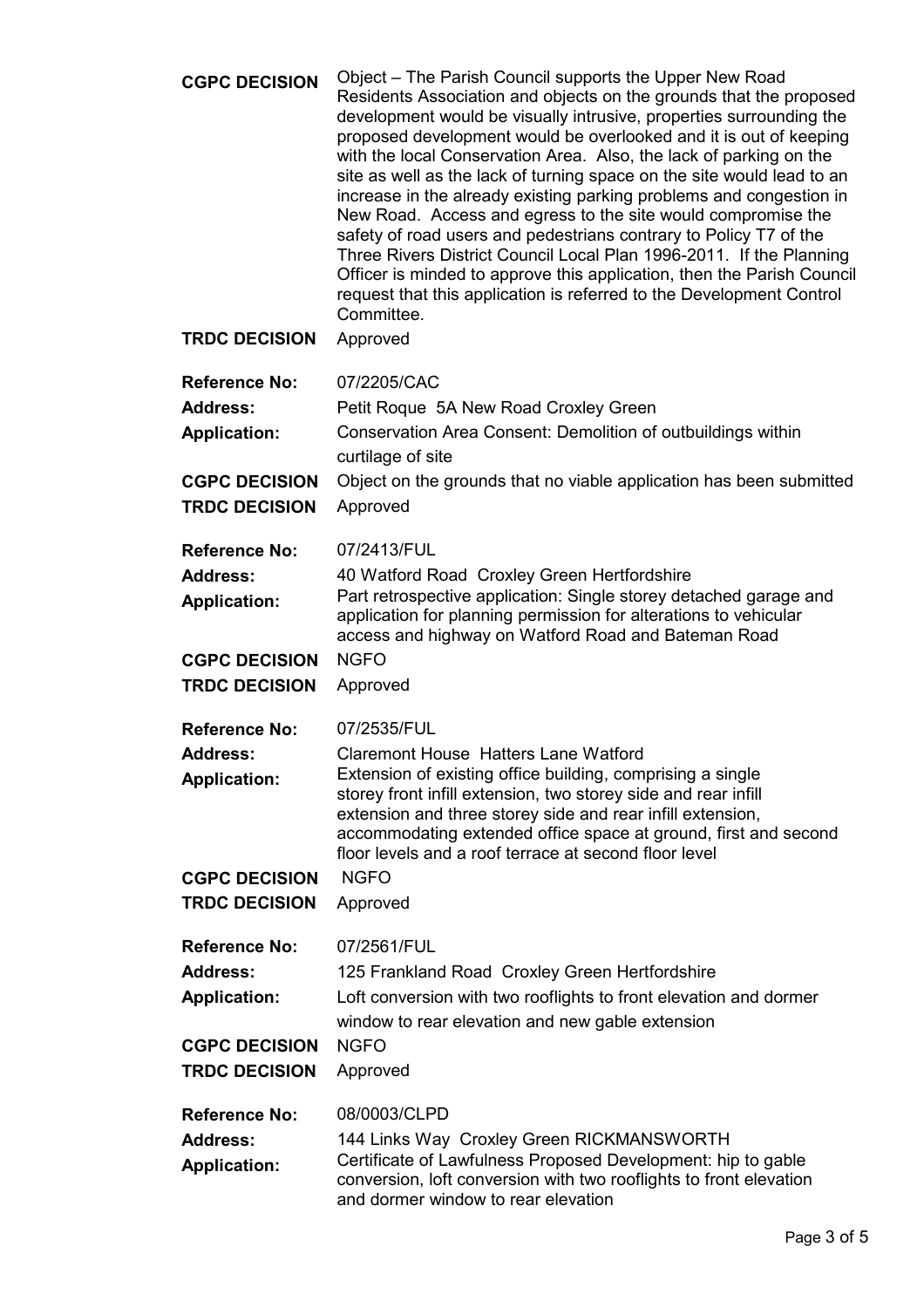**CGPC DECISION** Object – The Parish Council supports the Upper New Road Residents Association and objects on the grounds that the proposed development would be visually intrusive, properties surrounding the proposed development would be overlooked and it is out of keeping with the local Conservation Area. Also, the lack of parking on the site as well as the lack of turning space on the site would lead to an increase in the already existing parking problems and congestion in New Road. Access and egress to the site would compromise the safety of road users and pedestrians contrary to Policy T7 of the Three Rivers District Council Local Plan 1996-2011. If the Planning Officer is minded to approve this application, then the Parish Council request that this application is referred to the Development Control Committee.

**TRDC DECISION** Approved

**Reference No:** 07/2205/CAC

**Address:** Petit Roque 5A New Road Croxley Green

**Application:** Conservation Area Consent: Demolition of outbuildings within curtilage of site

**CGPC DECISION** Object on the grounds that no viable application has been submitted

**TRDC DECISION** Approved

**Reference No:** 07/2413/FUL

**Address:** 40 Watford Road Croxley Green Hertfordshire

**Application:** Part retrospective application: Single storey detached garage and application for planning permission for alterations to vehicular access and highway on Watford Road and Bateman Road

**CGPC DECISION** NGFO

**TRDC DECISION** Approved

**Reference No:** 07/2535/FUL

**Address:** Claremont House Hatters Lane Watford

**Application:** Extension of existing office building, comprising a single storey front infill extension, two storey side and rear infill extension and three storey side and rear infill extension, accommodating extended office space at ground, first and second floor levels and a roof terrace at second floor level

**CGPC DECISION** NGFO

**TRDC DECISION** Approved

**Reference No:** 07/2561/FUL

**Address:** 125 Frankland Road Croxley Green Hertfordshire

**Application:** Loft conversion with two rooflights to front elevation and dormer window to rear elevation and new gable extension

**CGPC DECISION** NGFO

**TRDC DECISION** Approved

**Reference No:** 08/0003/CLPD

**Address:** 144 Links Way Croxley Green RICKMANSWORTH

**Application:** Certificate of Lawfulness Proposed Development: hip to gable conversion, loft conversion with two rooflights to front elevation and dormer window to rear elevation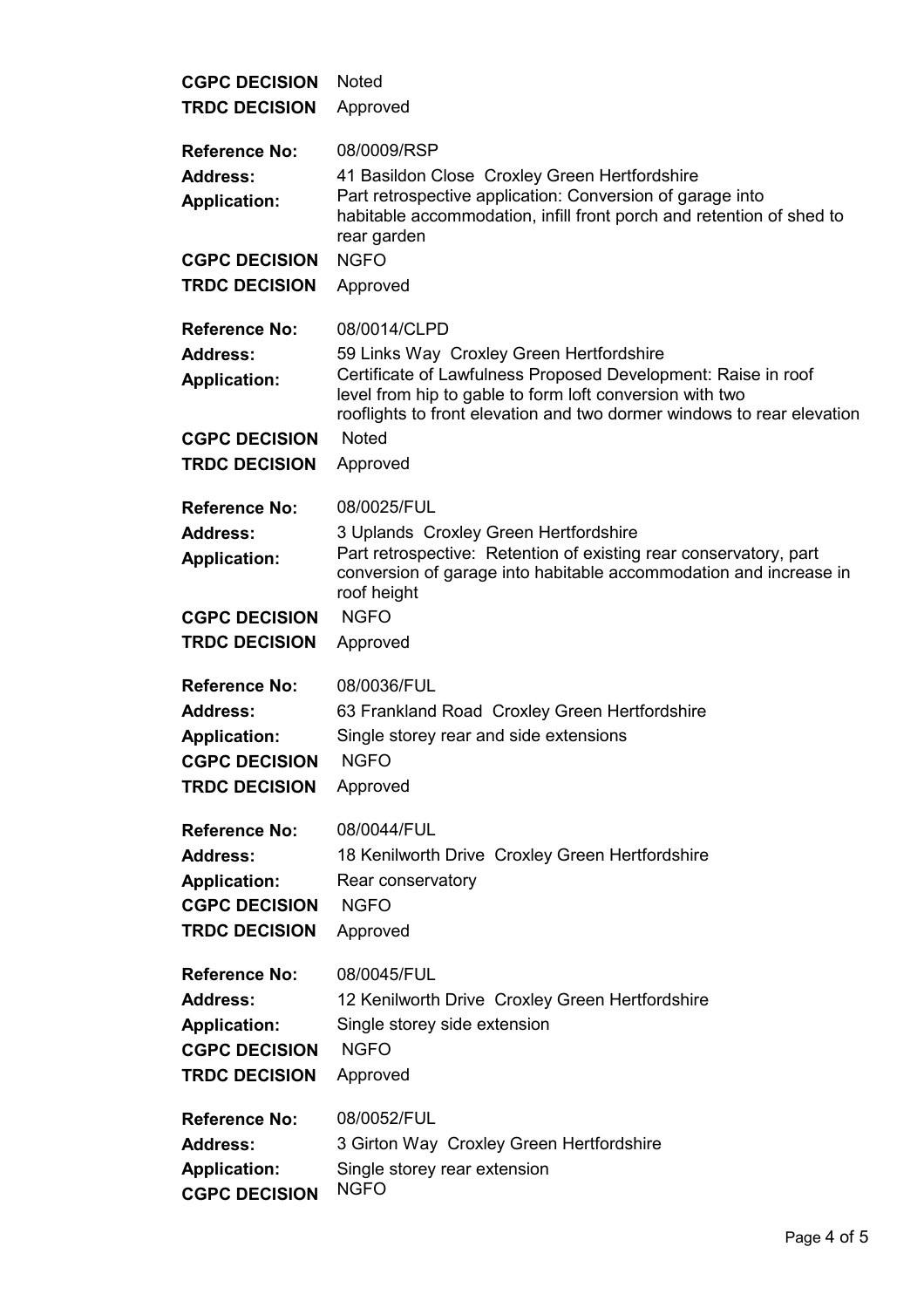**CGPC DECISION** Noted
**TRDC DECISION** Approved

**Reference No:** 08/0009/RSP
**Address:** 41 Basildon Close Croxley Green Hertfordshire
**Application:** Part retrospective application: Conversion of garage into habitable accommodation, infill front porch and retention of shed to rear garden
**CGPC DECISION** NGFO
**TRDC DECISION** Approved

**Reference No:** 08/0014/CLPD
**Address:** 59 Links Way Croxley Green Hertfordshire
**Application:** Certificate of Lawfulness Proposed Development: Raise in roof level from hip to gable to form loft conversion with two rooflights to front elevation and two dormer windows to rear elevation
**CGPC DECISION** Noted
**TRDC DECISION** Approved

**Reference No:** 08/0025/FUL
**Address:** 3 Uplands Croxley Green Hertfordshire
**Application:** Part retrospective: Retention of existing rear conservatory, part conversion of garage into habitable accommodation and increase in roof height
**CGPC DECISION** NGFO
**TRDC DECISION** Approved

**Reference No:** 08/0036/FUL
**Address:** 63 Frankland Road Croxley Green Hertfordshire
**Application:** Single storey rear and side extensions
**CGPC DECISION** NGFO
**TRDC DECISION** Approved

**Reference No:** 08/0044/FUL
**Address:** 18 Kenilworth Drive Croxley Green Hertfordshire
**Application:** Rear conservatory
**CGPC DECISION** NGFO
**TRDC DECISION** Approved

**Reference No:** 08/0045/FUL
**Address:** 12 Kenilworth Drive Croxley Green Hertfordshire
**Application:** Single storey side extension
**CGPC DECISION** NGFO
**TRDC DECISION** Approved

**Reference No:** 08/0052/FUL
**Address:** 3 Girton Way Croxley Green Hertfordshire
**Application:** Single storey rear extension
**CGPC DECISION** NGFO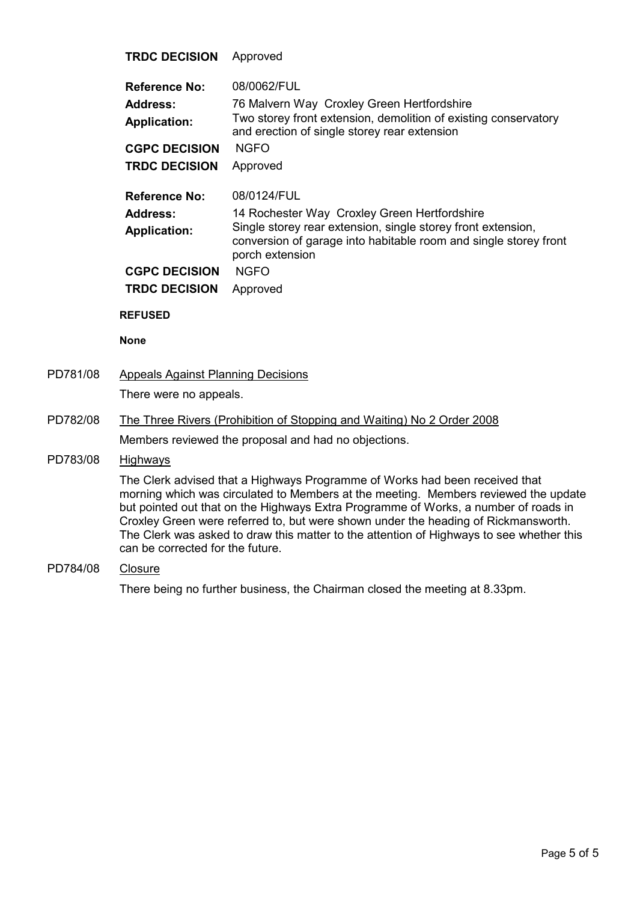**TRDC DECISION** Approved

**Reference No:** 08/0062/FUL
**Address:** 76 Malvern Way Croxley Green Hertfordshire
**Application:** Two storey front extension, demolition of existing conservatory and erection of single storey rear extension
**CGPC DECISION** NGFO
**TRDC DECISION** Approved

**Reference No:** 08/0124/FUL
**Address:** 14 Rochester Way Croxley Green Hertfordshire
**Application:** Single storey rear extension, single storey front extension, conversion of garage into habitable room and single storey front porch extension
**CGPC DECISION** NGFO
**TRDC DECISION** Approved

**REFUSED**

**None**

PD781/08 Appeals Against Planning Decisions

There were no appeals.

PD782/08 The Three Rivers (Prohibition of Stopping and Waiting) No 2 Order 2008

Members reviewed the proposal and had no objections.

PD783/08 Highways

The Clerk advised that a Highways Programme of Works had been received that morning which was circulated to Members at the meeting. Members reviewed the update but pointed out that on the Highways Extra Programme of Works, a number of roads in Croxley Green were referred to, but were shown under the heading of Rickmansworth. The Clerk was asked to draw this matter to the attention of Highways to see whether this can be corrected for the future.

PD784/08 Closure

There being no further business, the Chairman closed the meeting at 8.33pm.